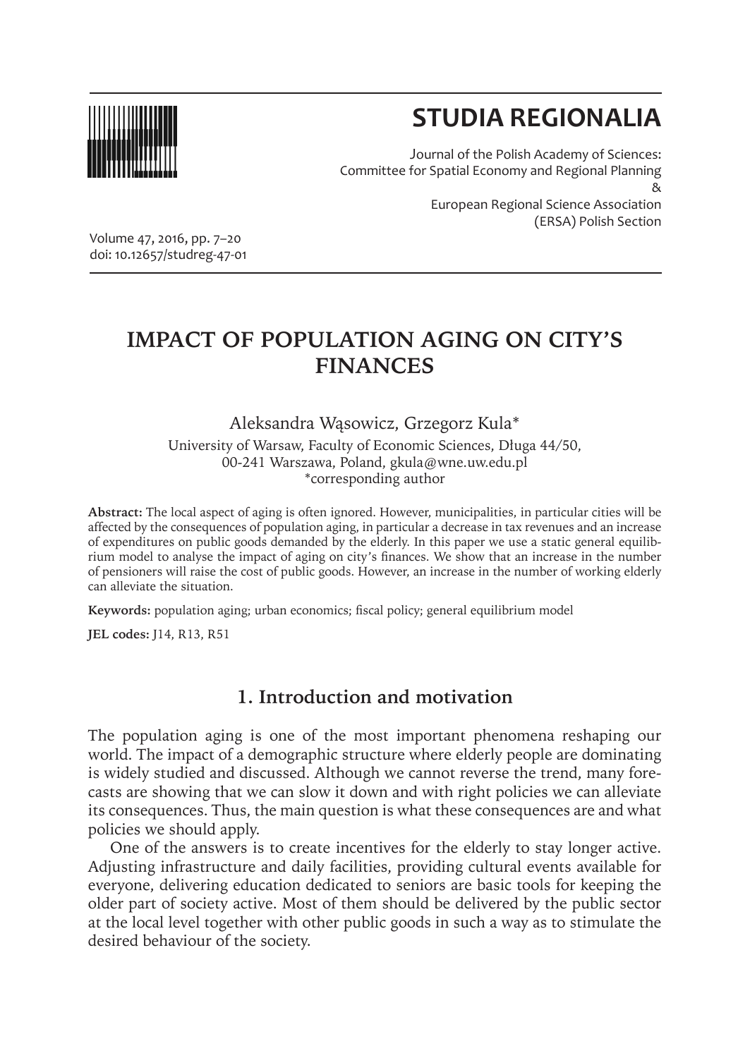# STUDIA REGIONALIA

Journal of the Polish Academy of Sciences:
Committee for Spatial Economy and Regional Planning
&
European Regional Science Association
(ERSA) Polish Section

Volume 47, 2016, pp. 7–20
doi: 10.12657/studreg-47-01

# IMPACT OF POPULATION AGING ON CITY'S FINANCES

Aleksandra Wąsowicz, Grzegorz Kula*

University of Warsaw, Faculty of Economic Sciences, Długa 44/50,
00-241 Warszawa, Poland, gkula@wne.uw.edu.pl
*corresponding author

**Abstract:** The local aspect of aging is often ignored. However, municipalities, in particular cities will be affected by the consequences of population aging, in particular a decrease in tax revenues and an increase of expenditures on public goods demanded by the elderly. In this paper we use a static general equilibrium model to analyse the impact of aging on city's finances. We show that an increase in the number of pensioners will raise the cost of public goods. However, an increase in the number of working elderly can alleviate the situation.

**Keywords:** population aging; urban economics; fiscal policy; general equilibrium model

**JEL codes:** J14, R13, R51

## 1. Introduction and motivation

The population aging is one of the most important phenomena reshaping our world. The impact of a demographic structure where elderly people are dominating is widely studied and discussed. Although we cannot reverse the trend, many forecasts are showing that we can slow it down and with right policies we can alleviate its consequences. Thus, the main question is what these consequences are and what policies we should apply.

One of the answers is to create incentives for the elderly to stay longer active. Adjusting infrastructure and daily facilities, providing cultural events available for everyone, delivering education dedicated to seniors are basic tools for keeping the older part of society active. Most of them should be delivered by the public sector at the local level together with other public goods in such a way as to stimulate the desired behaviour of the society.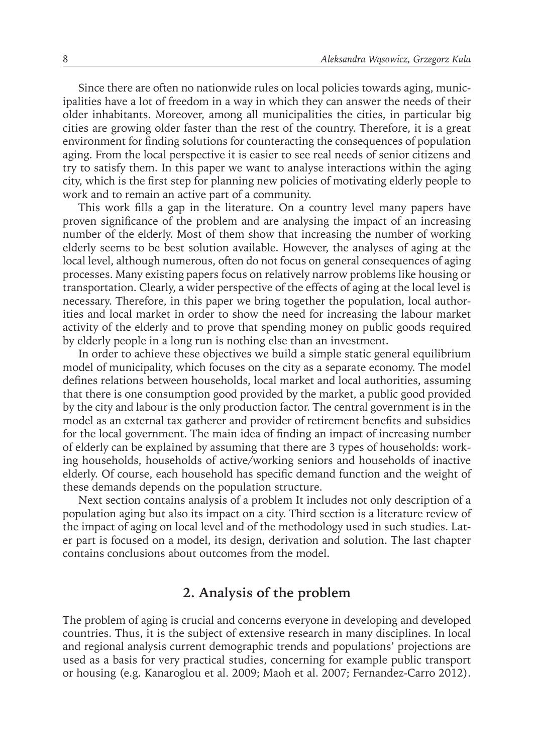Since there are often no nationwide rules on local policies towards aging, municipalities have a lot of freedom in a way in which they can answer the needs of their older inhabitants. Moreover, among all municipalities the cities, in particular big cities are growing older faster than the rest of the country. Therefore, it is a great environment for finding solutions for counteracting the consequences of population aging. From the local perspective it is easier to see real needs of senior citizens and try to satisfy them. In this paper we want to analyse interactions within the aging city, which is the first step for planning new policies of motivating elderly people to work and to remain an active part of a community.

This work fills a gap in the literature. On a country level many papers have proven significance of the problem and are analysing the impact of an increasing number of the elderly. Most of them show that increasing the number of working elderly seems to be best solution available. However, the analyses of aging at the local level, although numerous, often do not focus on general consequences of aging processes. Many existing papers focus on relatively narrow problems like housing or transportation. Clearly, a wider perspective of the effects of aging at the local level is necessary. Therefore, in this paper we bring together the population, local authorities and local market in order to show the need for increasing the labour market activity of the elderly and to prove that spending money on public goods required by elderly people in a long run is nothing else than an investment.

In order to achieve these objectives we build a simple static general equilibrium model of municipality, which focuses on the city as a separate economy. The model defines relations between households, local market and local authorities, assuming that there is one consumption good provided by the market, a public good provided by the city and labour is the only production factor. The central government is in the model as an external tax gatherer and provider of retirement benefits and subsidies for the local government. The main idea of finding an impact of increasing number of elderly can be explained by assuming that there are 3 types of households: working households, households of active/working seniors and households of inactive elderly. Of course, each household has specific demand function and the weight of these demands depends on the population structure.

Next section contains analysis of a problem It includes not only description of a population aging but also its impact on a city. Third section is a literature review of the impact of aging on local level and of the methodology used in such studies. Later part is focused on a model, its design, derivation and solution. The last chapter contains conclusions about outcomes from the model.

## 2. Analysis of the problem

The problem of aging is crucial and concerns everyone in developing and developed countries. Thus, it is the subject of extensive research in many disciplines. In local and regional analysis current demographic trends and populations' projections are used as a basis for very practical studies, concerning for example public transport or housing (e.g. Kanaroglou et al. 2009; Maoh et al. 2007; Fernandez-Carro 2012).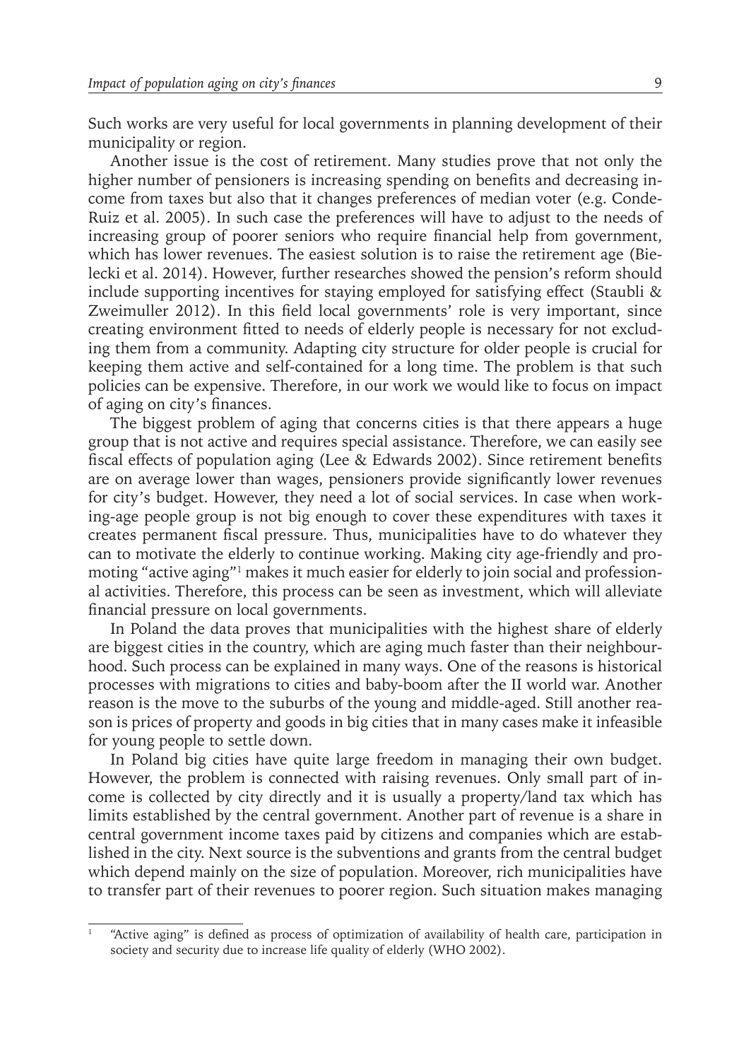Such works are very useful for local governments in planning development of their municipality or region.

Another issue is the cost of retirement. Many studies prove that not only the higher number of pensioners is increasing spending on benefits and decreasing income from taxes but also that it changes preferences of median voter (e.g. Conde-Ruiz et al. 2005). In such case the preferences will have to adjust to the needs of increasing group of poorer seniors who require financial help from government, which has lower revenues. The easiest solution is to raise the retirement age (Bielecki et al. 2014). However, further researches showed the pension's reform should include supporting incentives for staying employed for satisfying effect (Staubli & Zweimuller 2012). In this field local governments' role is very important, since creating environment fitted to needs of elderly people is necessary for not excluding them from a community. Adapting city structure for older people is crucial for keeping them active and self-contained for a long time. The problem is that such policies can be expensive. Therefore, in our work we would like to focus on impact of aging on city's finances.

The biggest problem of aging that concerns cities is that there appears a huge group that is not active and requires special assistance. Therefore, we can easily see fiscal effects of population aging (Lee & Edwards 2002). Since retirement benefits are on average lower than wages, pensioners provide significantly lower revenues for city's budget. However, they need a lot of social services. In case when working-age people group is not big enough to cover these expenditures with taxes it creates permanent fiscal pressure. Thus, municipalities have to do whatever they can to motivate the elderly to continue working. Making city age-friendly and promoting "active aging"[1] makes it much easier for elderly to join social and professional activities. Therefore, this process can be seen as investment, which will alleviate financial pressure on local governments.

In Poland the data proves that municipalities with the highest share of elderly are biggest cities in the country, which are aging much faster than their neighbourhood. Such process can be explained in many ways. One of the reasons is historical processes with migrations to cities and baby-boom after the II world war. Another reason is the move to the suburbs of the young and middle-aged. Still another reason is prices of property and goods in big cities that in many cases make it infeasible for young people to settle down.

In Poland big cities have quite large freedom in managing their own budget. However, the problem is connected with raising revenues. Only small part of income is collected by city directly and it is usually a property/land tax which has limits established by the central government. Another part of revenue is a share in central government income taxes paid by citizens and companies which are established in the city. Next source is the subventions and grants from the central budget which depend mainly on the size of population. Moreover, rich municipalities have to transfer part of their revenues to poorer region. Such situation makes managing

---

[1] "Active aging" is defined as process of optimization of availability of health care, participation in society and security due to increase life quality of elderly (WHO 2002).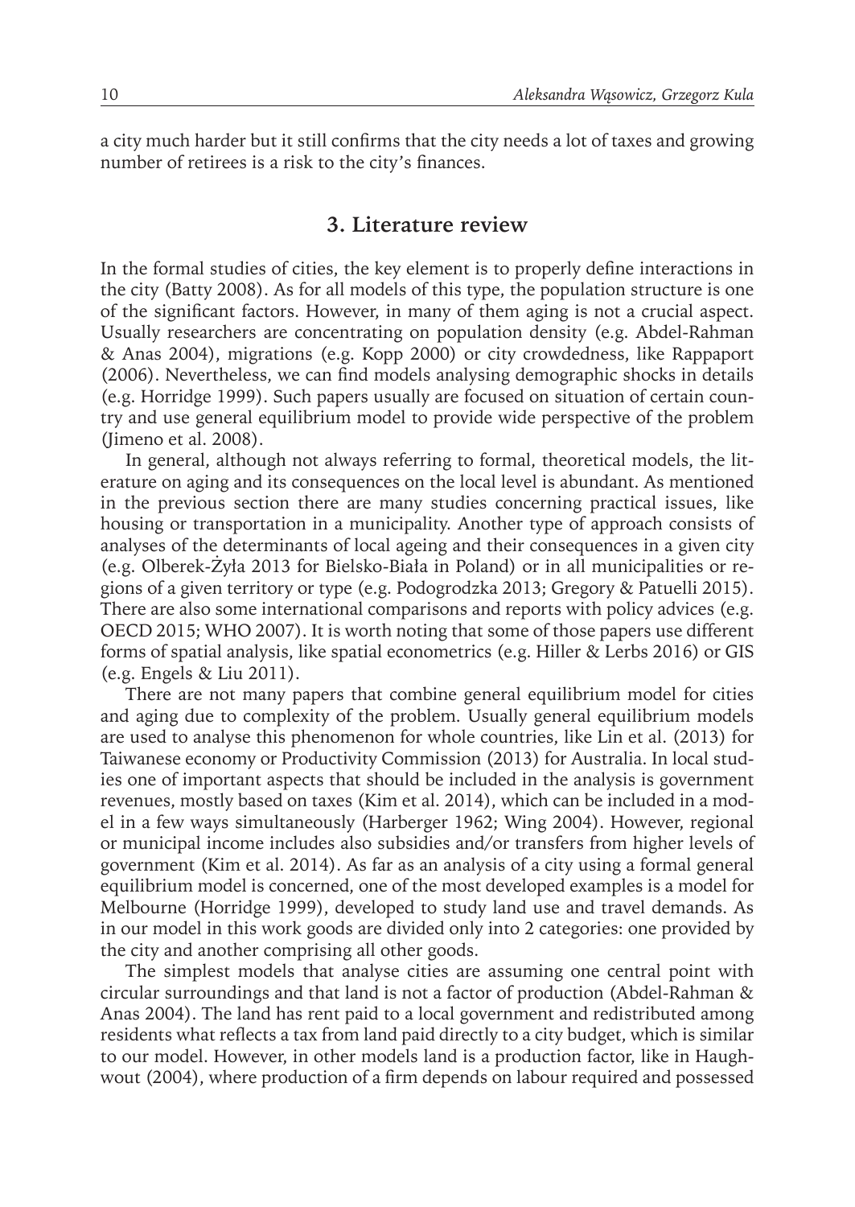a city much harder but it still confirms that the city needs a lot of taxes and growing number of retirees is a risk to the city's finances.

## 3. Literature review

In the formal studies of cities, the key element is to properly define interactions in the city (Batty 2008). As for all models of this type, the population structure is one of the significant factors. However, in many of them aging is not a crucial aspect. Usually researchers are concentrating on population density (e.g. Abdel-Rahman & Anas 2004), migrations (e.g. Kopp 2000) or city crowdedness, like Rappaport (2006). Nevertheless, we can find models analysing demographic shocks in details (e.g. Horridge 1999). Such papers usually are focused on situation of certain country and use general equilibrium model to provide wide perspective of the problem (Jimeno et al. 2008).

In general, although not always referring to formal, theoretical models, the literature on aging and its consequences on the local level is abundant. As mentioned in the previous section there are many studies concerning practical issues, like housing or transportation in a municipality. Another type of approach consists of analyses of the determinants of local ageing and their consequences in a given city (e.g. Olberek-Żyła 2013 for Bielsko-Biała in Poland) or in all municipalities or regions of a given territory or type (e.g. Podogrodzka 2013; Gregory & Patuelli 2015). There are also some international comparisons and reports with policy advices (e.g. OECD 2015; WHO 2007). It is worth noting that some of those papers use different forms of spatial analysis, like spatial econometrics (e.g. Hiller & Lerbs 2016) or GIS (e.g. Engels & Liu 2011).

There are not many papers that combine general equilibrium model for cities and aging due to complexity of the problem. Usually general equilibrium models are used to analyse this phenomenon for whole countries, like Lin et al. (2013) for Taiwanese economy or Productivity Commission (2013) for Australia. In local studies one of important aspects that should be included in the analysis is government revenues, mostly based on taxes (Kim et al. 2014), which can be included in a model in a few ways simultaneously (Harberger 1962; Wing 2004). However, regional or municipal income includes also subsidies and/or transfers from higher levels of government (Kim et al. 2014). As far as an analysis of a city using a formal general equilibrium model is concerned, one of the most developed examples is a model for Melbourne (Horridge 1999), developed to study land use and travel demands. As in our model in this work goods are divided only into 2 categories: one provided by the city and another comprising all other goods.

The simplest models that analyse cities are assuming one central point with circular surroundings and that land is not a factor of production (Abdel-Rahman & Anas 2004). The land has rent paid to a local government and redistributed among residents what reflects a tax from land paid directly to a city budget, which is similar to our model. However, in other models land is a production factor, like in Haughwout (2004), where production of a firm depends on labour required and possessed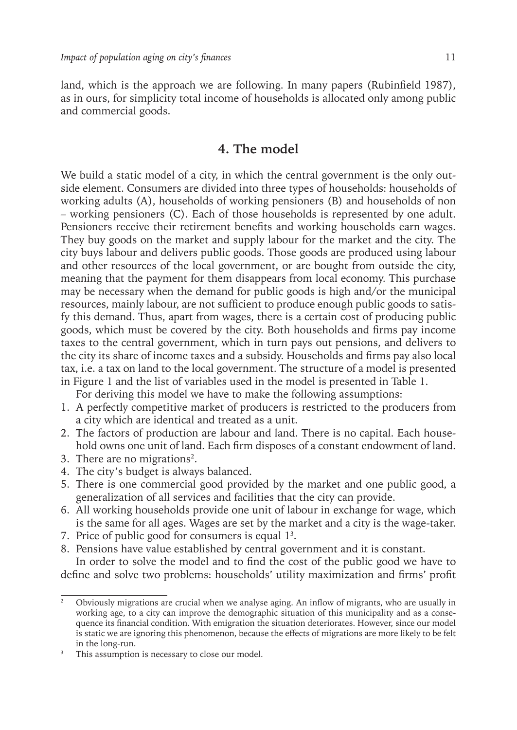land, which is the approach we are following. In many papers (Rubinfield 1987), as in ours, for simplicity total income of households is allocated only among public and commercial goods.

## 4. The model

We build a static model of a city, in which the central government is the only outside element. Consumers are divided into three types of households: households of working adults (A), households of working pensioners (B) and households of non – working pensioners (C). Each of those households is represented by one adult. Pensioners receive their retirement benefits and working households earn wages. They buy goods on the market and supply labour for the market and the city. The city buys labour and delivers public goods. Those goods are produced using labour and other resources of the local government, or are bought from outside the city, meaning that the payment for them disappears from local economy. This purchase may be necessary when the demand for public goods is high and/or the municipal resources, mainly labour, are not sufficient to produce enough public goods to satisfy this demand. Thus, apart from wages, there is a certain cost of producing public goods, which must be covered by the city. Both households and firms pay income taxes to the central government, which in turn pays out pensions, and delivers to the city its share of income taxes and a subsidy. Households and firms pay also local tax, i.e. a tax on land to the local government. The structure of a model is presented in Figure 1 and the list of variables used in the model is presented in Table 1.

For deriving this model we have to make the following assumptions:

1. A perfectly competitive market of producers is restricted to the producers from a city which are identical and treated as a unit.
2. The factors of production are labour and land. There is no capital. Each household owns one unit of land. Each firm disposes of a constant endowment of land.
3. There are no migrations[2].
4. The city's budget is always balanced.
5. There is one commercial good provided by the market and one public good, a generalization of all services and facilities that the city can provide.
6. All working households provide one unit of labour in exchange for wage, which is the same for all ages. Wages are set by the market and a city is the wage-taker.
7. Price of public good for consumers is equal 1[3].
8. Pensions have value established by central government and it is constant.

In order to solve the model and to find the cost of the public good we have to define and solve two problems: households' utility maximization and firms' profit

---

[2] Obviously migrations are crucial when we analyse aging. An inflow of migrants, who are usually in working age, to a city can improve the demographic situation of this municipality and as a consequence its financial condition. With emigration the situation deteriorates. However, since our model is static we are ignoring this phenomenon, because the effects of migrations are more likely to be felt in the long-run.

[3] This assumption is necessary to close our model.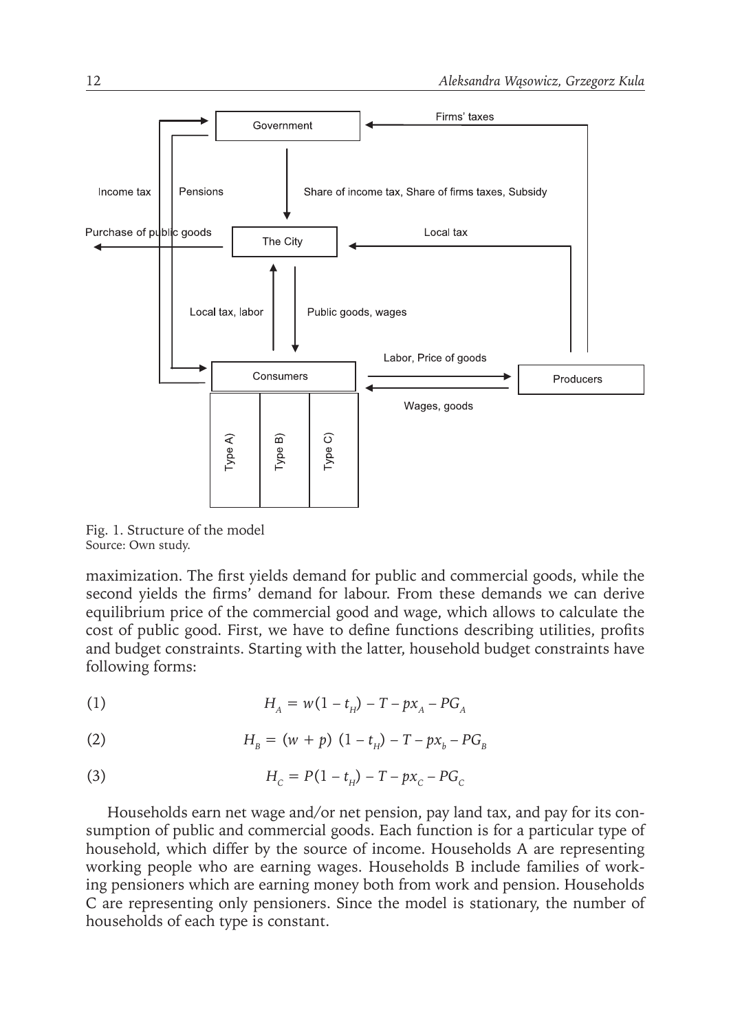Fig. 1. Structure of the model
Source: Own study.

maximization. The first yields demand for public and commercial goods, while the second yields the firms' demand for labour. From these demands we can derive equilibrium price of the commercial good and wage, which allows to calculate the cost of public good. First, we have to define functions describing utilities, profits and budget constraints. Starting with the latter, household budget constraints have following forms:

$$H_A = w(1 - t_H) - T - px_A - PG_A \tag{1}$$

$$H_B = (w + p)\ (1 - t_H) - T - px_b - PG_B \tag{2}$$

$$H_C = P(1 - t_H) - T - px_C - PG_C \tag{3}$$

Households earn net wage and/or net pension, pay land tax, and pay for its consumption of public and commercial goods. Each function is for a particular type of household, which differ by the source of income. Households A are representing working people who are earning wages. Households B include families of working pensioners which are earning money both from work and pension. Households C are representing only pensioners. Since the model is stationary, the number of households of each type is constant.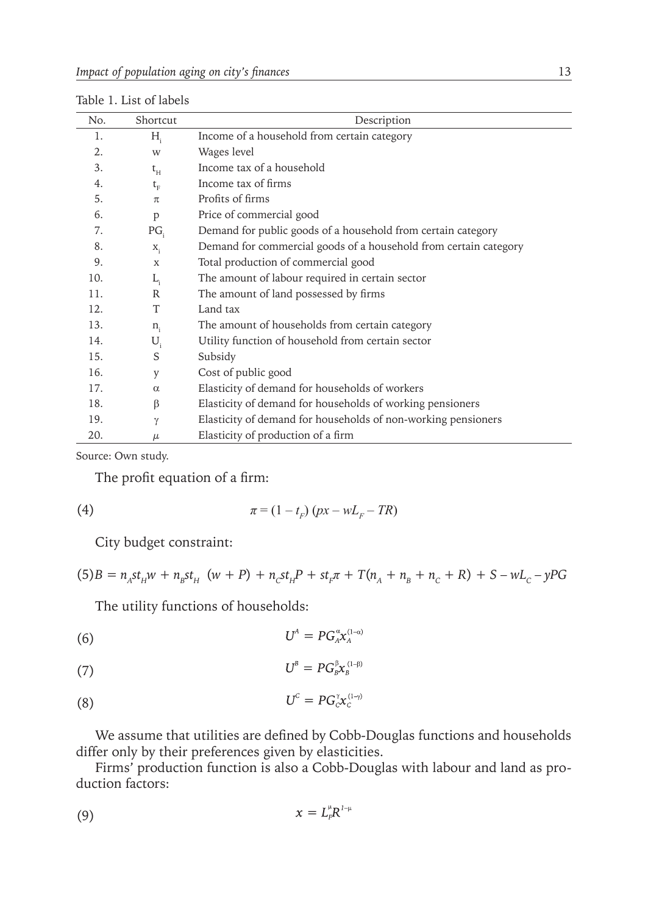Table 1. List of labels

| No. | Shortcut | Description |
|---|---|---|
| 1. | $H_i$ | Income of a household from certain category |
| 2. | w | Wages level |
| 3. | $t_H$ | Income tax of a household |
| 4. | $t_F$ | Income tax of firms |
| 5. | $\pi$ | Profits of firms |
| 6. | p | Price of commercial good |
| 7. | $PG_i$ | Demand for public goods of a household from certain category |
| 8. | $x_i$ | Demand for commercial goods of a household from certain category |
| 9. | x | Total production of commercial good |
| 10. | $L_i$ | The amount of labour required in certain sector |
| 11. | R | The amount of land possessed by firms |
| 12. | T | Land tax |
| 13. | $n_i$ | The amount of households from certain category |
| 14. | $U_i$ | Utility function of household from certain sector |
| 15. | S | Subsidy |
| 16. | y | Cost of public good |
| 17. | $\alpha$ | Elasticity of demand for households of workers |
| 18. | $\beta$ | Elasticity of demand for households of working pensioners |
| 19. | $\gamma$ | Elasticity of demand for households of non-working pensioners |
| 20. | $\mu$ | Elasticity of production of a firm |

Source: Own study.

The profit equation of a firm:

$$\pi = (1 - t_F)\,(px - wL_F - TR) \tag{4}$$

City budget constraint:

$$B = n_A st_H w + n_B st_H\ (w + P) + n_C st_H P + st_F \pi + T(n_A + n_B + n_C + R) + S - wL_C - yPG \tag{5}$$

The utility functions of households:

$$U^A = PG_A^{\alpha} x_A^{(1-\alpha)} \tag{6}$$

$$U^B = PG_B^{\beta} x_B^{(1-\beta)} \tag{7}$$

$$U^C = PG_C^{\gamma} x_C^{(1-\gamma)} \tag{8}$$

We assume that utilities are defined by Cobb-Douglas functions and households differ only by their preferences given by elasticities.

Firms' production function is also a Cobb-Douglas with labour and land as production factors:

$$x = L_F^{\mu} R^{1-\mu} \tag{9}$$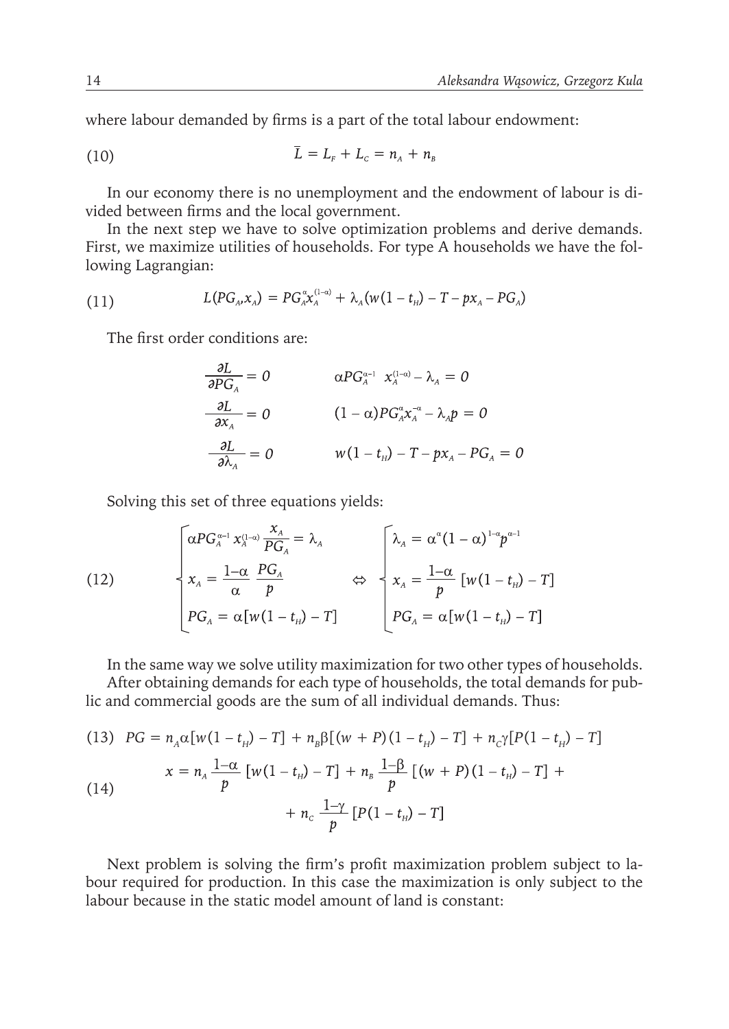where labour demanded by firms is a part of the total labour endowment:

$$\bar{L} = L_F + L_C = n_A + n_B \tag{10}$$

In our economy there is no unemployment and the endowment of labour is divided between firms and the local government.

In the next step we have to solve optimization problems and derive demands. First, we maximize utilities of households. For type A households we have the following Lagrangian:

$$L(PG_A, x_A) = PG_A^{\alpha} x_A^{(1-\alpha)} + \lambda_A(w(1-t_H) - T - px_A - PG_A) \tag{11}$$

The first order conditions are:

$$\frac{\partial L}{\partial PG_A} = 0 \qquad \alpha PG_A^{\alpha-1} \; x_A^{(1-\alpha)} - \lambda_A = 0$$

$$\frac{\partial L}{\partial x_A} = 0 \qquad (1-\alpha)PG_A^{\alpha} x_A^{-\alpha} - \lambda_A p = 0$$

$$\frac{\partial L}{\partial \lambda_A} = 0 \qquad w(1-t_H) - T - px_A - PG_A = 0$$

Solving this set of three equations yields:

$$\begin{cases} \alpha PG_A^{\alpha-1} x_A^{(1-\alpha)} \dfrac{x_A}{PG_A} = \lambda_A \\ x_A = \dfrac{1-\alpha}{\alpha} \dfrac{PG_A}{p} \\ PG_A = \alpha[w(1-t_H) - T] \end{cases} \Leftrightarrow \begin{cases} \lambda_A = \alpha^{\alpha}(1-\alpha)^{1-\alpha} p^{\alpha-1} \\ x_A = \dfrac{1-\alpha}{p}[w(1-t_H) - T] \\ PG_A = \alpha[w(1-t_H) - T] \end{cases} \tag{12}$$

In the same way we solve utility maximization for two other types of households.

After obtaining demands for each type of households, the total demands for public and commercial goods are the sum of all individual demands. Thus:

$$PG = n_A \alpha[w(1-t_H) - T] + n_B \beta[(w+P)(1-t_H) - T] + n_C \gamma[P(1-t_H) - T] \tag{13}$$

$$x = n_A \frac{1-\alpha}{p}[w(1-t_H) - T] + n_B \frac{1-\beta}{p}[(w+P)(1-t_H) - T] + n_C \frac{1-\gamma}{p}[P(1-t_H) - T] \tag{14}$$

Next problem is solving the firm's profit maximization problem subject to labour required for production. In this case the maximization is only subject to the labour because in the static model amount of land is constant: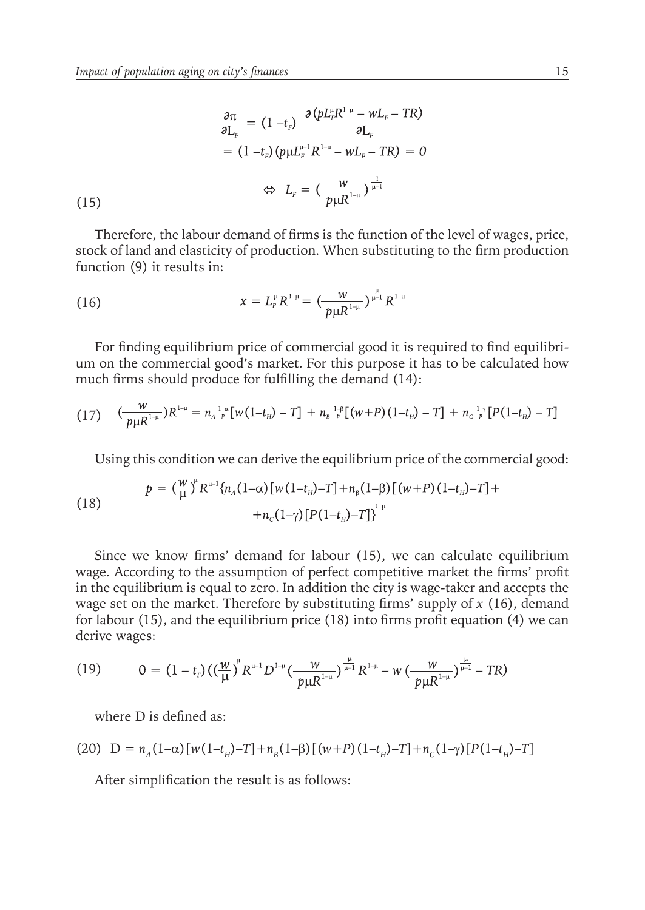$$\frac{\partial \pi}{\partial L_F} = (1 - t_F) \frac{\partial (pL_F^{\mu}R^{1-\mu} - wL_F - TR)}{\partial L_F}$$

$$= (1 - t_F)(p\mu L_F^{\mu-1}R^{1-\mu} - wL_F - TR) = 0$$

$$\Leftrightarrow L_F = \left(\frac{w}{p\mu R^{1-\mu}}\right)^{\frac{1}{\mu-1}} \tag{15}$$

Therefore, the labour demand of firms is the function of the level of wages, price, stock of land and elasticity of production. When substituting to the firm production function (9) it results in:

$$x = L_F^{\mu}R^{1-\mu} = \left(\frac{w}{p\mu R^{1-\mu}}\right)^{\frac{\mu}{\mu-1}} R^{1-\mu} \tag{16}$$

For finding equilibrium price of commercial good it is required to find equilibrium on the commercial good's market. For this purpose it has to be calculated how much firms should produce for fulfilling the demand (14):

$$\left(\frac{w}{p\mu R^{1-\mu}}\right)R^{1-\mu} = n_A \tfrac{1-\alpha}{p}[w(1-t_H) - T] + n_B \tfrac{1-\beta}{p}[(w+P)(1-t_H) - T] + n_C \tfrac{1-\gamma}{p}[P(1-t_H) - T] \tag{17}$$

Using this condition we can derive the equilibrium price of the commercial good:

$$p = \left(\frac{w}{\mu}\right)^{\mu} R^{\mu-1}\{n_A(1-\alpha)[w(1-t_H)-T]+n_\beta(1-\beta)[(w+P)(1-t_H)-T]+ +n_C(1-\gamma)[P(1-t_H)-T]\}^{1-\mu} \tag{18}$$

Since we know firms' demand for labour (15), we can calculate equilibrium wage. According to the assumption of perfect competitive market the firms' profit in the equilibrium is equal to zero. In addition the city is wage-taker and accepts the wage set on the market. Therefore by substituting firms' supply of $x$ (16), demand for labour (15), and the equilibrium price (18) into firms profit equation (4) we can derive wages:

$$0 = (1 - t_F)\left(\left(\frac{w}{\mu}\right)^{\mu} R^{\mu-1} D^{1-\mu} \left(\frac{w}{p\mu R^{1-\mu}}\right)^{\frac{\mu}{\mu-1}} R^{1-\mu} - w\left(\frac{w}{p\mu R^{1-\mu}}\right)^{\frac{\mu}{\mu-1}} - TR\right) \tag{19}$$

where D is defined as:

$$D = n_A(1-\alpha)[w(1-t_H)-T]+n_B(1-\beta)[(w+P)(1-t_H)-T]+n_C(1-\gamma)[P(1-t_H)-T] \tag{20}$$

After simplification the result is as follows: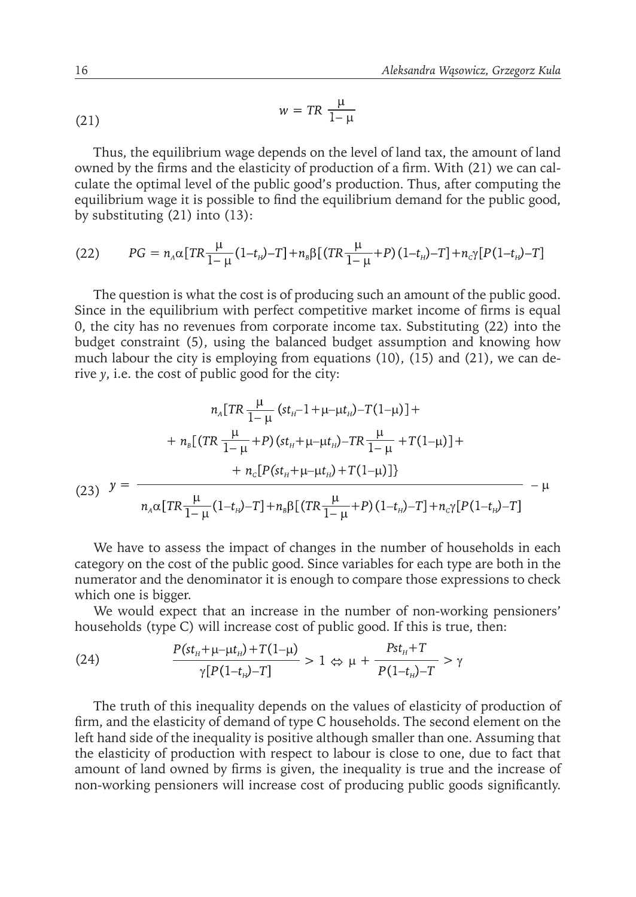$$w = TR\,\frac{\mu}{1-\mu} \tag{21}$$

Thus, the equilibrium wage depends on the level of land tax, the amount of land owned by the firms and the elasticity of production of a firm. With (21) we can calculate the optimal level of the public good's production. Thus, after computing the equilibrium wage it is possible to find the equilibrium demand for the public good, by substituting (21) into (13):

$$PG = n_A\alpha\Big[TR\frac{\mu}{1-\mu}(1-t_H)-T\Big]+n_B\beta\Big[\Big(TR\frac{\mu}{1-\mu}+P\Big)(1-t_H)-T\Big]+n_C\gamma\big[P(1-t_H)-T\big] \tag{22}$$

The question is what the cost is of producing such an amount of the public good. Since in the equilibrium with perfect competitive market income of firms is equal 0, the city has no revenues from corporate income tax. Substituting (22) into the budget constraint (5), using the balanced budget assumption and knowing how much labour the city is employing from equations (10), (15) and (21), we can derive $y$, i.e. the cost of public good for the city:

$$y = \frac{\begin{aligned} & n_A\Big[TR\frac{\mu}{1-\mu}(st_H-1+\mu-\mu t_H)-T(1-\mu)\Big]+ \\ & + n_B\Big[\Big(TR\frac{\mu}{1-\mu}+P\Big)(st_H+\mu-\mu t_H)-TR\frac{\mu}{1-\mu}+T(1-\mu)\Big]+ \\ & + n_C\big[P(st_H+\mu-\mu t_H)+T(1-\mu)\big]\}\end{aligned}}{n_A\alpha\Big[TR\frac{\mu}{1-\mu}(1-t_H)-T\Big]+n_B\beta\Big[\Big(TR\frac{\mu}{1-\mu}+P\Big)(1-t_H)-T\Big]+n_C\gamma\big[P(1-t_H)-T\big]} - \mu \tag{23}$$

We have to assess the impact of changes in the number of households in each category on the cost of the public good. Since variables for each type are both in the numerator and the denominator it is enough to compare those expressions to check which one is bigger.

We would expect that an increase in the number of non-working pensioners' households (type C) will increase cost of public good. If this is true, then:

$$\frac{P(st_H+\mu-\mu t_H)+T(1-\mu)}{\gamma[P(1-t_H)-T]} > 1 \Leftrightarrow \mu + \frac{Pst_H+T}{P(1-t_H)-T} > \gamma \tag{24}$$

The truth of this inequality depends on the values of elasticity of production of firm, and the elasticity of demand of type C households. The second element on the left hand side of the inequality is positive although smaller than one. Assuming that the elasticity of production with respect to labour is close to one, due to fact that amount of land owned by firms is given, the inequality is true and the increase of non-working pensioners will increase cost of producing public goods significantly.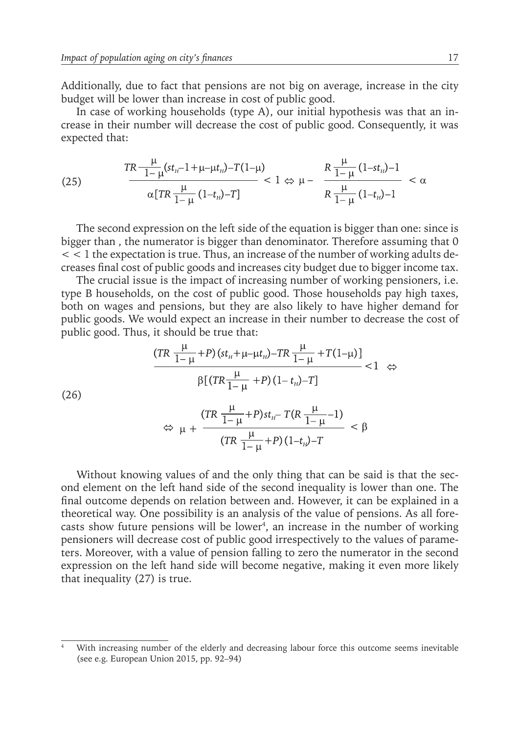Additionally, due to fact that pensions are not big on average, increase in the city budget will be lower than increase in cost of public good.

In case of working households (type A), our initial hypothesis was that an increase in their number will decrease the cost of public good. Consequently, it was expected that:

$$
\frac{TR\frac{\mu}{1-\mu}(st_H-1+\mu-\mu t_H)-T(1-\mu)}{\alpha[TR\frac{\mu}{1-\mu}(1-t_H)-T]} < 1 \Leftrightarrow \mu - \frac{R\frac{\mu}{1-\mu}(1-st_H)-1}{R\frac{\mu}{1-\mu}(1-t_H)-1} < \alpha \tag{25}
$$

The second expression on the left side of the equation is bigger than one: since is bigger than , the numerator is bigger than denominator. Therefore assuming that 0 < < 1 the expectation is true. Thus, an increase of the number of working adults decreases final cost of public goods and increases city budget due to bigger income tax.

The crucial issue is the impact of increasing number of working pensioners, i.e. type B households, on the cost of public good. Those households pay high taxes, both on wages and pensions, but they are also likely to have higher demand for public goods. We would expect an increase in their number to decrease the cost of public good. Thus, it should be true that:

$$
\begin{aligned}
&\frac{(TR\frac{\mu}{1-\mu}+P)(st_H+\mu-\mu t_H)-TR\frac{\mu}{1-\mu}+T(1-\mu)]}{\beta[(TR\frac{\mu}{1-\mu}+P)(1-t_H)-T]} < 1 \Leftrightarrow \\
&\Leftrightarrow \mu + \frac{(TR\frac{\mu}{1-\mu}+P)st_H - T(R\frac{\mu}{1-\mu}-1)}{(TR\frac{\mu}{1-\mu}+P)(1-t_H)-T} < \beta
\end{aligned} \tag{26}
$$

Without knowing values of and the only thing that can be said is that the second element on the left hand side of the second inequality is lower than one. The final outcome depends on relation between and. However, it can be explained in a theoretical way. One possibility is an analysis of the value of pensions. As all forecasts show future pensions will be lower[4], an increase in the number of working pensioners will decrease cost of public good irrespectively to the values of parameters. Moreover, with a value of pension falling to zero the numerator in the second expression on the left hand side will become negative, making it even more likely that inequality (27) is true.

---

[4] With increasing number of the elderly and decreasing labour force this outcome seems inevitable (see e.g. European Union 2015, pp. 92–94)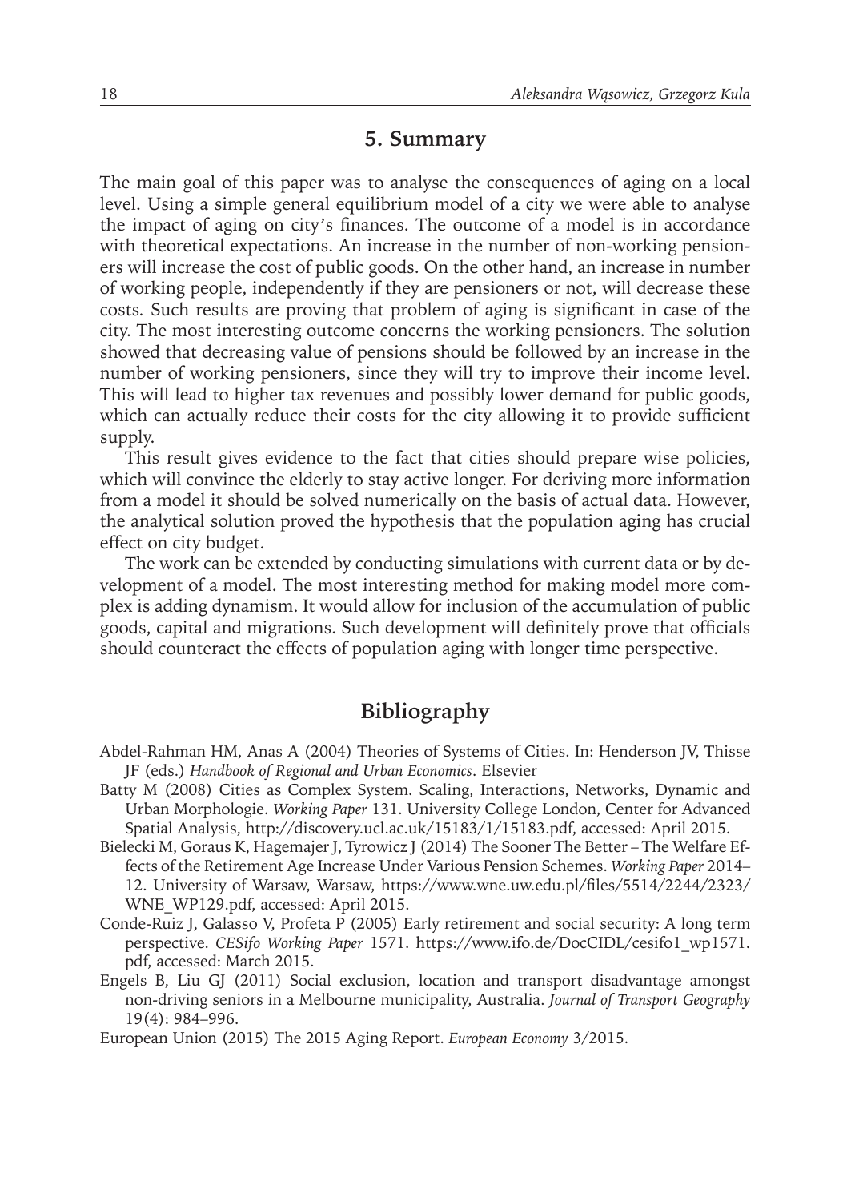## 5. Summary

The main goal of this paper was to analyse the consequences of aging on a local level. Using a simple general equilibrium model of a city we were able to analyse the impact of aging on city's finances. The outcome of a model is in accordance with theoretical expectations. An increase in the number of non-working pensioners will increase the cost of public goods. On the other hand, an increase in number of working people, independently if they are pensioners or not, will decrease these costs. Such results are proving that problem of aging is significant in case of the city. The most interesting outcome concerns the working pensioners. The solution showed that decreasing value of pensions should be followed by an increase in the number of working pensioners, since they will try to improve their income level. This will lead to higher tax revenues and possibly lower demand for public goods, which can actually reduce their costs for the city allowing it to provide sufficient supply.

This result gives evidence to the fact that cities should prepare wise policies, which will convince the elderly to stay active longer. For deriving more information from a model it should be solved numerically on the basis of actual data. However, the analytical solution proved the hypothesis that the population aging has crucial effect on city budget.

The work can be extended by conducting simulations with current data or by development of a model. The most interesting method for making model more complex is adding dynamism. It would allow for inclusion of the accumulation of public goods, capital and migrations. Such development will definitely prove that officials should counteract the effects of population aging with longer time perspective.

## Bibliography

Abdel-Rahman HM, Anas A (2004) Theories of Systems of Cities. In: Henderson JV, Thisse JF (eds.) *Handbook of Regional and Urban Economics*. Elsevier

Batty M (2008) Cities as Complex System. Scaling, Interactions, Networks, Dynamic and Urban Morphologie. *Working Paper* 131. University College London, Center for Advanced Spatial Analysis, http://discovery.ucl.ac.uk/15183/1/15183.pdf, accessed: April 2015.

Bielecki M, Goraus K, Hagemajer J, Tyrowicz J (2014) The Sooner The Better – The Welfare Effects of the Retirement Age Increase Under Various Pension Schemes. *Working Paper* 2014–12. University of Warsaw, Warsaw, https://www.wne.uw.edu.pl/files/5514/2244/2323/WNE_WP129.pdf, accessed: April 2015.

Conde-Ruiz J, Galasso V, Profeta P (2005) Early retirement and social security: A long term perspective. *CESifo Working Paper* 1571. https://www.ifo.de/DocCIDL/cesifo1_wp1571.pdf, accessed: March 2015.

Engels B, Liu GJ (2011) Social exclusion, location and transport disadvantage amongst non-driving seniors in a Melbourne municipality, Australia. *Journal of Transport Geography* 19(4): 984–996.

European Union (2015) The 2015 Aging Report. *European Economy* 3/2015.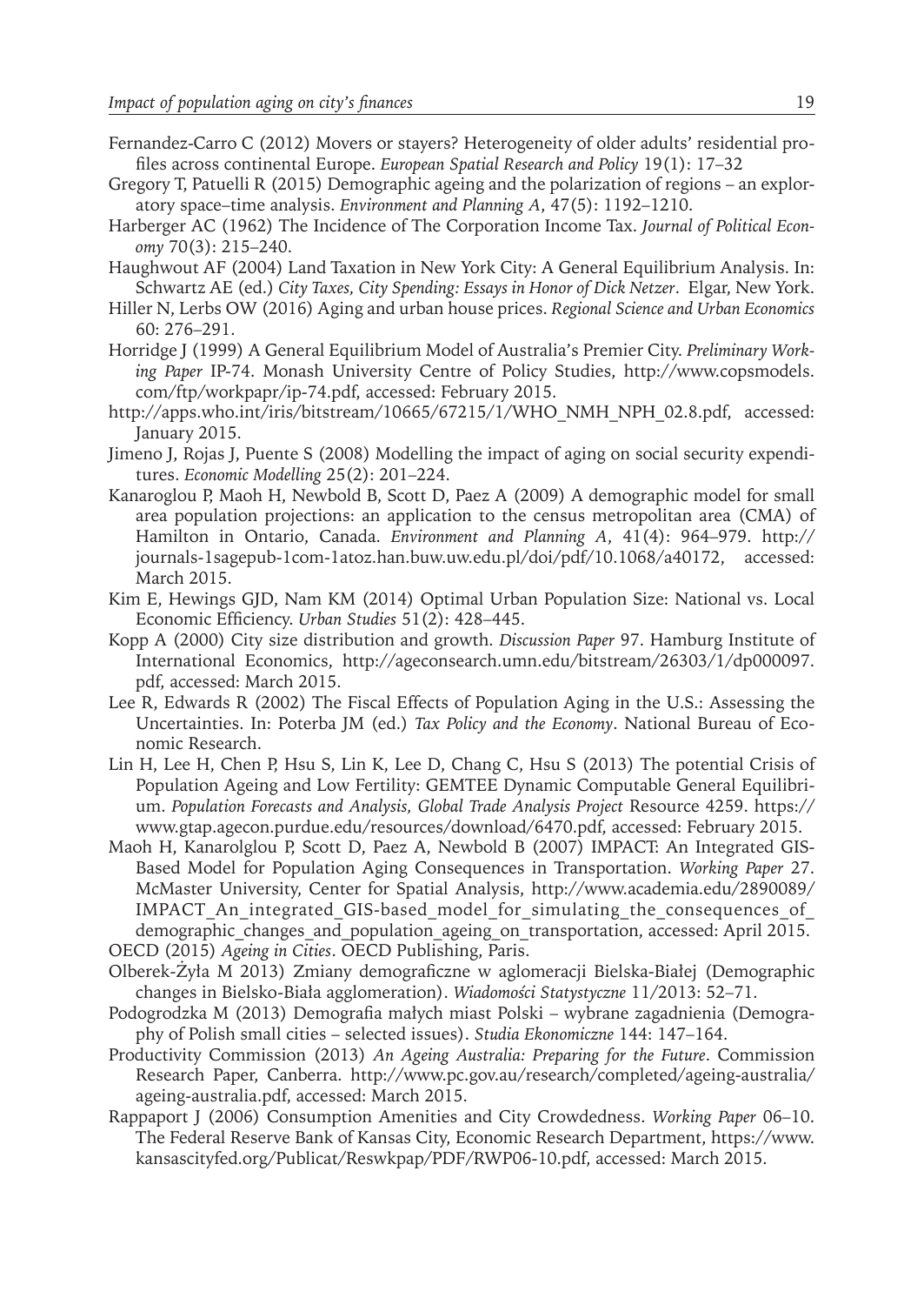Fernandez-Carro C (2012) Movers or stayers? Heterogeneity of older adults' residential profiles across continental Europe. *European Spatial Research and Policy* 19(1): 17–32

Gregory T, Patuelli R (2015) Demographic ageing and the polarization of regions – an exploratory space–time analysis. *Environment and Planning A*, 47(5): 1192–1210.

Harberger AC (1962) The Incidence of The Corporation Income Tax. *Journal of Political Economy* 70(3): 215–240.

Haughwout AF (2004) Land Taxation in New York City: A General Equilibrium Analysis. In: Schwartz AE (ed.) *City Taxes, City Spending: Essays in Honor of Dick Netzer*. Elgar, New York.

Hiller N, Lerbs OW (2016) Aging and urban house prices. *Regional Science and Urban Economics* 60: 276–291.

Horridge J (1999) A General Equilibrium Model of Australia's Premier City. *Preliminary Working Paper* IP-74. Monash University Centre of Policy Studies, http://www.copsmodels.com/ftp/workpapr/ip-74.pdf, accessed: February 2015.

http://apps.who.int/iris/bitstream/10665/67215/1/WHO_NMH_NPH_02.8.pdf, accessed: January 2015.

Jimeno J, Rojas J, Puente S (2008) Modelling the impact of aging on social security expenditures. *Economic Modelling* 25(2): 201–224.

Kanaroglou P, Maoh H, Newbold B, Scott D, Paez A (2009) A demographic model for small area population projections: an application to the census metropolitan area (CMA) of Hamilton in Ontario, Canada. *Environment and Planning A*, 41(4): 964–979. http://journals-1sagepub-1com-1atoz.han.buw.uw.edu.pl/doi/pdf/10.1068/a40172, accessed: March 2015.

Kim E, Hewings GJD, Nam KM (2014) Optimal Urban Population Size: National vs. Local Economic Efficiency. *Urban Studies* 51(2): 428–445.

Kopp A (2000) City size distribution and growth. *Discussion Paper* 97. Hamburg Institute of International Economics, http://ageconsearch.umn.edu/bitstream/26303/1/dp000097.pdf, accessed: March 2015.

Lee R, Edwards R (2002) The Fiscal Effects of Population Aging in the U.S.: Assessing the Uncertainties. In: Poterba JM (ed.) *Tax Policy and the Economy*. National Bureau of Economic Research.

Lin H, Lee H, Chen P, Hsu S, Lin K, Lee D, Chang C, Hsu S (2013) The potential Crisis of Population Ageing and Low Fertility: GEMTEE Dynamic Computable General Equilibrium. *Population Forecasts and Analysis, Global Trade Analysis Project* Resource 4259. https://www.gtap.agecon.purdue.edu/resources/download/6470.pdf, accessed: February 2015.

Maoh H, Kanarolglou P, Scott D, Paez A, Newbold B (2007) IMPACT: An Integrated GIS-Based Model for Population Aging Consequences in Transportation. *Working Paper* 27. McMaster University, Center for Spatial Analysis, http://www.academia.edu/2890089/IMPACT_An_integrated_GIS-based_model_for_simulating_the_consequences_of_demographic_changes_and_population_ageing_on_transportation, accessed: April 2015.

OECD (2015) *Ageing in Cities*. OECD Publishing, Paris.

Olberek-Żyła M 2013) Zmiany demograficzne w aglomeracji Bielska-Białej (Demographic changes in Bielsko-Biała agglomeration). *Wiadomości Statystyczne* 11/2013: 52–71.

Podogrodzka M (2013) Demografia małych miast Polski – wybrane zagadnienia (Demography of Polish small cities – selected issues). *Studia Ekonomiczne* 144: 147–164.

Productivity Commission (2013) *An Ageing Australia: Preparing for the Future*. Commission Research Paper, Canberra. http://www.pc.gov.au/research/completed/ageing-australia/ageing-australia.pdf, accessed: March 2015.

Rappaport J (2006) Consumption Amenities and City Crowdedness. *Working Paper* 06–10. The Federal Reserve Bank of Kansas City, Economic Research Department, https://www.kansascityfed.org/Publicat/Reswkpap/PDF/RWP06-10.pdf, accessed: March 2015.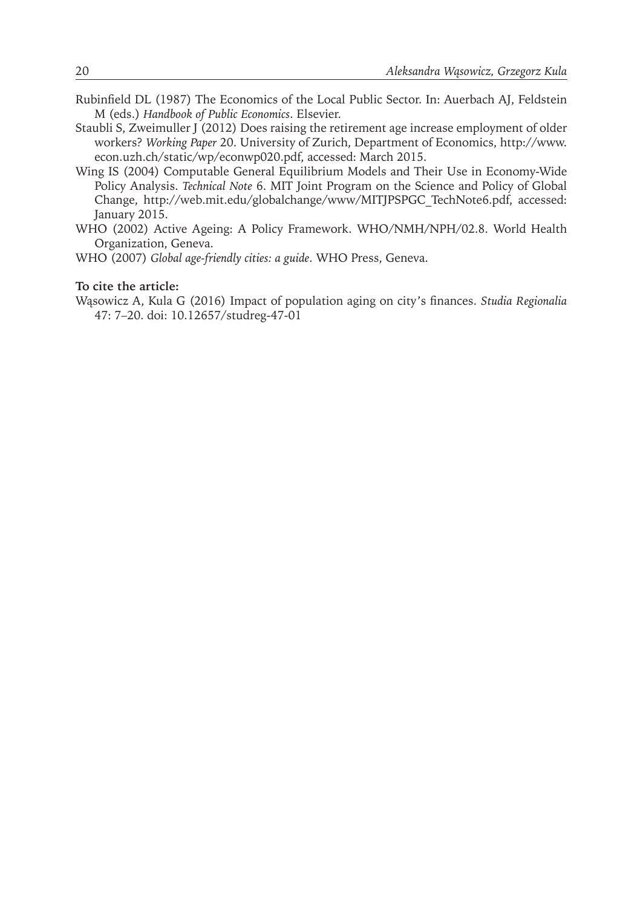Rubinfield DL (1987) The Economics of the Local Public Sector. In: Auerbach AJ, Feldstein M (eds.) *Handbook of Public Economics*. Elsevier.

Staubli S, Zweimuller J (2012) Does raising the retirement age increase employment of older workers? *Working Paper* 20. University of Zurich, Department of Economics, http://www.econ.uzh.ch/static/wp/econwp020.pdf, accessed: March 2015.

Wing IS (2004) Computable General Equilibrium Models and Their Use in Economy-Wide Policy Analysis. *Technical Note* 6. MIT Joint Program on the Science and Policy of Global Change, http://web.mit.edu/globalchange/www/MITJPSPGC_TechNote6.pdf, accessed: January 2015.

WHO (2002) Active Ageing: A Policy Framework. WHO/NMH/NPH/02.8. World Health Organization, Geneva.

WHO (2007) *Global age-friendly cities: a guide*. WHO Press, Geneva.

**To cite the article:**

Wąsowicz A, Kula G (2016) Impact of population aging on city's finances. *Studia Regionalia* 47: 7–20. doi: 10.12657/studreg-47-01